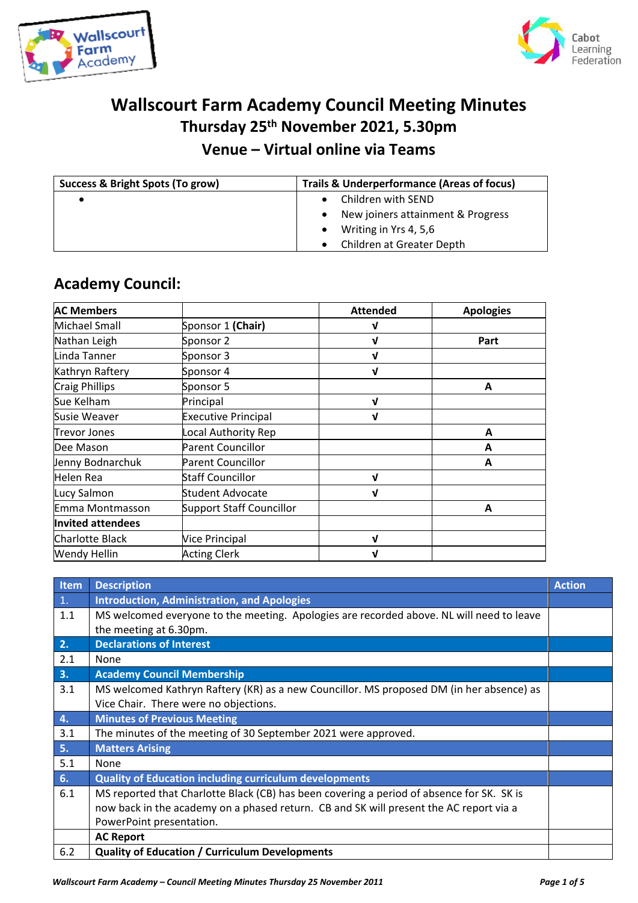# Wallscourt Farm Academy Council Meeting Minutes

## Thursday 25th November 2021, 5.30pm

## Venue – Virtual online via Teams

| Success & Bright Spots (To grow) | Trails & Underperformance (Areas of focus) |
|---|---|
| • | • Children with SEND<br>• New joiners attainment & Progress<br>• Writing in Yrs 4, 5,6<br>• Children at Greater Depth |

## Academy Council:

| AC Members | | Attended | Apologies |
|---|---|---|---|
| Michael Small | Sponsor 1 **(Chair)** | √ | |
| Nathan Leigh | Sponsor 2 | √ | **Part** |
| Linda Tanner | Sponsor 3 | √ | |
| Kathryn Raftery | Sponsor 4 | √ | |
| Craig Phillips | Sponsor 5 | | **A** |
| Sue Kelham | Principal | √ | |
| Susie Weaver | Executive Principal | √ | |
| Trevor Jones | Local Authority Rep | | **A** |
| Dee Mason | Parent Councillor | | **A** |
| Jenny Bodnarchuk | Parent Councillor | | **A** |
| Helen Rea | Staff Councillor | √ | |
| Lucy Salmon | Student Advocate | √ | |
| Emma Montmasson | Support Staff Councillor | | **A** |
| **Invited attendees** | | | |
| Charlotte Black | Vice Principal | √ | |
| Wendy Hellin | Acting Clerk | √ | |

| Item | Description | Action |
|---|---|---|
| **1.** | **Introduction, Administration, and Apologies** | |
| 1.1 | MS welcomed everyone to the meeting. Apologies are recorded above. NL will need to leave the meeting at 6.30pm. | |
| **2.** | **Declarations of Interest** | |
| 2.1 | None | |
| **3.** | **Academy Council Membership** | |
| 3.1 | MS welcomed Kathryn Raftery (KR) as a new Councillor. MS proposed DM (in her absence) as Vice Chair. There were no objections. | |
| **4.** | **Minutes of Previous Meeting** | |
| 3.1 | The minutes of the meeting of 30 September 2021 were approved. | |
| **5.** | **Matters Arising** | |
| 5.1 | None | |
| **6.** | **Quality of Education including curriculum developments** | |
| 6.1 | MS reported that Charlotte Black (CB) has been covering a period of absence for SK. SK is now back in the academy on a phased return. CB and SK will present the AC report via a PowerPoint presentation. | |
| | **AC Report** | |
| 6.2 | **Quality of Education / Curriculum Developments** | |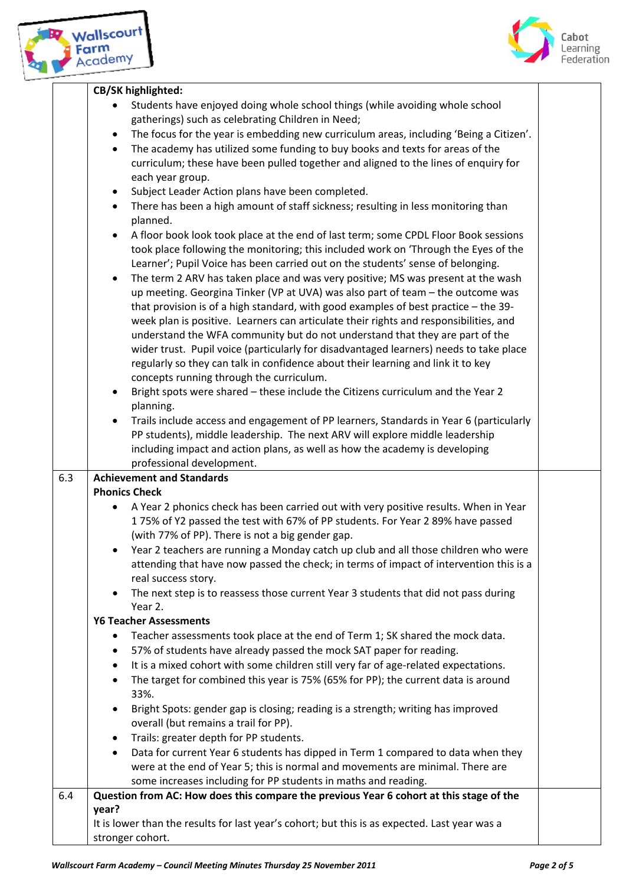| | | |
|---|---|---|
| | **CB/SK highlighted:**<br>• Students have enjoyed doing whole school things (while avoiding whole school gatherings) such as celebrating Children in Need;<br>• The focus for the year is embedding new curriculum areas, including 'Being a Citizen'.<br>• The academy has utilized some funding to buy books and texts for areas of the curriculum; these have been pulled together and aligned to the lines of enquiry for each year group.<br>• Subject Leader Action plans have been completed.<br>• There has been a high amount of staff sickness; resulting in less monitoring than planned.<br>• A floor book look took place at the end of last term; some CPDL Floor Book sessions took place following the monitoring; this included work on 'Through the Eyes of the Learner'; Pupil Voice has been carried out on the students' sense of belonging.<br>• The term 2 ARV has taken place and was very positive; MS was present at the wash up meeting. Georgina Tinker (VP at UVA) was also part of team – the outcome was that provision is of a high standard, with good examples of best practice – the 39-week plan is positive. Learners can articulate their rights and responsibilities, and understand the WFA community but do not understand that they are part of the wider trust. Pupil voice (particularly for disadvantaged learners) needs to take place regularly so they can talk in confidence about their learning and link it to key concepts running through the curriculum.<br>• Bright spots were shared – these include the Citizens curriculum and the Year 2 planning.<br>• Trails include access and engagement of PP learners, Standards in Year 6 (particularly PP students), middle leadership. The next ARV will explore middle leadership including impact and action plans, as well as how the academy is developing professional development. | |
| 6.3 | **Achievement and Standards**<br>**Phonics Check**<br>• A Year 2 phonics check has been carried out with very positive results. When in Year 1 75% of Y2 passed the test with 67% of PP students. For Year 2 89% have passed (with 77% of PP). There is not a big gender gap.<br>• Year 2 teachers are running a Monday catch up club and all those children who were attending that have now passed the check; in terms of impact of intervention this is a real success story.<br>• The next step is to reassess those current Year 3 students that did not pass during Year 2.<br>**Y6 Teacher Assessments**<br>• Teacher assessments took place at the end of Term 1; SK shared the mock data.<br>• 57% of students have already passed the mock SAT paper for reading.<br>• It is a mixed cohort with some children still very far of age-related expectations.<br>• The target for combined this year is 75% (65% for PP); the current data is around 33%.<br>• Bright Spots: gender gap is closing; reading is a strength; writing has improved overall (but remains a trail for PP).<br>• Trails: greater depth for PP students.<br>• Data for current Year 6 students has dipped in Term 1 compared to data when they were at the end of Year 5; this is normal and movements are minimal. There are some increases including for PP students in maths and reading. | |
| 6.4 | **Question from AC: How does this compare the previous Year 6 cohort at this stage of the year?**<br>It is lower than the results for last year's cohort; but this is as expected. Last year was a stronger cohort. | |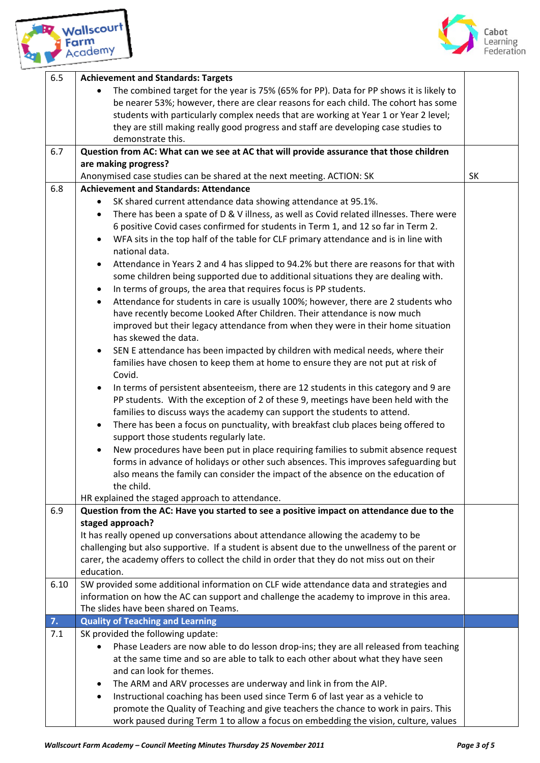| | | |
|---|---|---|
| 6.5 | **Achievement and Standards: Targets**<br>• The combined target for the year is 75% (65% for PP). Data for PP shows it is likely to be nearer 53%; however, there are clear reasons for each child. The cohort has some students with particularly complex needs that are working at Year 1 or Year 2 level; they are still making really good progress and staff are developing case studies to demonstrate this. | |
| 6.7 | **Question from AC: What can we see at AC that will provide assurance that those children are making progress?**<br>Anonymised case studies can be shared at the next meeting. ACTION: SK | SK |
| 6.8 | **Achievement and Standards: Attendance**<br>• SK shared current attendance data showing attendance at 95.1%.<br>• There has been a spate of D & V illness, as well as Covid related illnesses. There were 6 positive Covid cases confirmed for students in Term 1, and 12 so far in Term 2.<br>• WFA sits in the top half of the table for CLF primary attendance and is in line with national data.<br>• Attendance in Years 2 and 4 has slipped to 94.2% but there are reasons for that with some children being supported due to additional situations they are dealing with.<br>• In terms of groups, the area that requires focus is PP students.<br>• Attendance for students in care is usually 100%; however, there are 2 students who have recently become Looked After Children. Their attendance is now much improved but their legacy attendance from when they were in their home situation has skewed the data.<br>• SEN E attendance has been impacted by children with medical needs, where their families have chosen to keep them at home to ensure they are not put at risk of Covid.<br>• In terms of persistent absenteeism, there are 12 students in this category and 9 are PP students. With the exception of 2 of these 9, meetings have been held with the families to discuss ways the academy can support the students to attend.<br>• There has been a focus on punctuality, with breakfast club places being offered to support those students regularly late.<br>• New procedures have been put in place requiring families to submit absence request forms in advance of holidays or other such absences. This improves safeguarding but also means the family can consider the impact of the absence on the education of the child.<br>HR explained the staged approach to attendance. | |
| 6.9 | **Question from the AC: Have you started to see a positive impact on attendance due to the staged approach?**<br>It has really opened up conversations about attendance allowing the academy to be challenging but also supportive. If a student is absent due to the unwellness of the parent or carer, the academy offers to collect the child in order that they do not miss out on their education. | |
| 6.10 | SW provided some additional information on CLF wide attendance data and strategies and information on how the AC can support and challenge the academy to improve in this area. The slides have been shared on Teams. | |
| **7.** | **Quality of Teaching and Learning** | |
| 7.1 | SK provided the following update:<br>• Phase Leaders are now able to do lesson drop-ins; they are all released from teaching at the same time and so are able to talk to each other about what they have seen and can look for themes.<br>• The ARM and ARV processes are underway and link in from the AIP.<br>• Instructional coaching has been used since Term 6 of last year as a vehicle to promote the Quality of Teaching and give teachers the chance to work in pairs. This work paused during Term 1 to allow a focus on embedding the vision, culture, values | |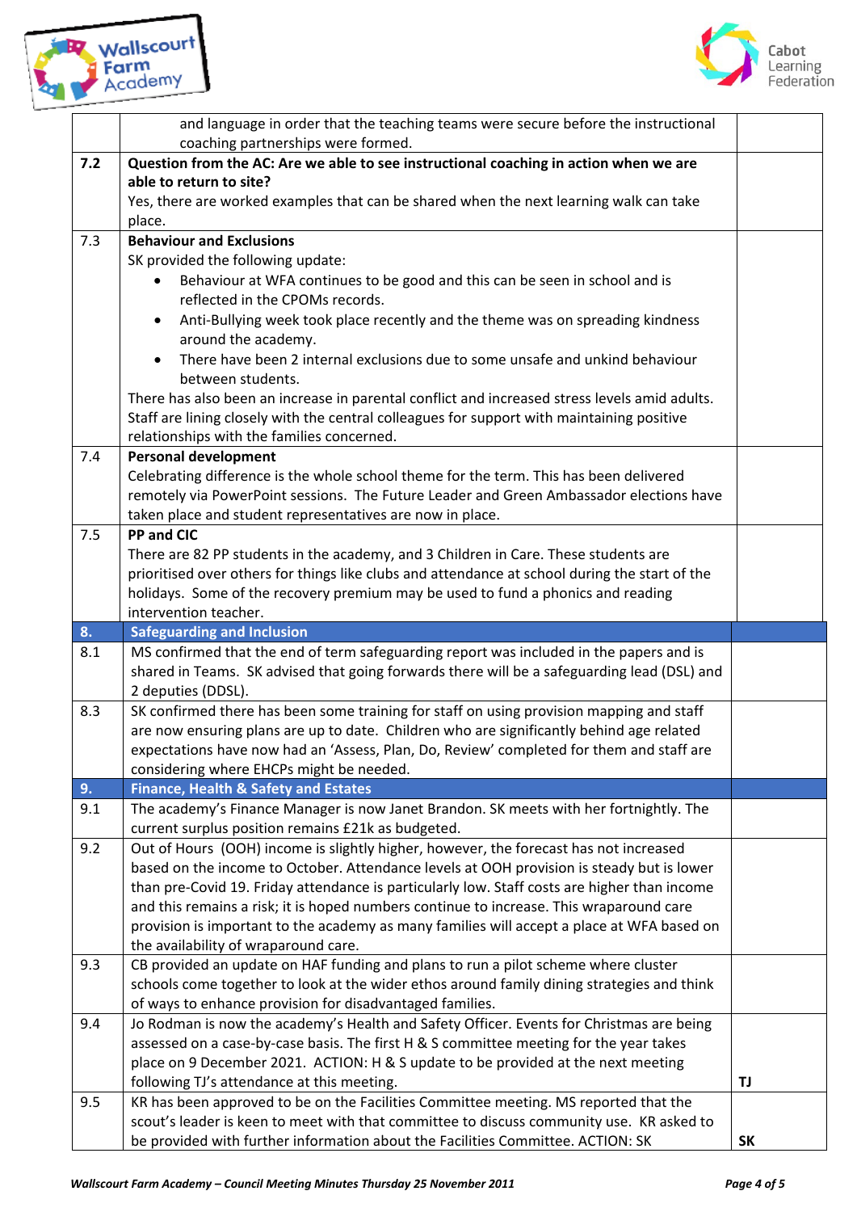| | | |
|---|---|---|
| | and language in order that the teaching teams were secure before the instructional coaching partnerships were formed. | |
| **7.2** | **Question from the AC: Are we able to see instructional coaching in action when we are able to return to site?** Yes, there are worked examples that can be shared when the next learning walk can take place. | |
| 7.3 | **Behaviour and Exclusions** SK provided the following update: <br>• Behaviour at WFA continues to be good and this can be seen in school and is reflected in the CPOMs records. <br>• Anti-Bullying week took place recently and the theme was on spreading kindness around the academy. <br>• There have been 2 internal exclusions due to some unsafe and unkind behaviour between students. <br>There has also been an increase in parental conflict and increased stress levels amid adults. Staff are lining closely with the central colleagues for support with maintaining positive relationships with the families concerned. | |
| 7.4 | **Personal development** Celebrating difference is the whole school theme for the term. This has been delivered remotely via PowerPoint sessions. The Future Leader and Green Ambassador elections have taken place and student representatives are now in place. | |
| 7.5 | **PP and CIC** There are 82 PP students in the academy, and 3 Children in Care. These students are prioritised over others for things like clubs and attendance at school during the start of the holidays. Some of the recovery premium may be used to fund a phonics and reading intervention teacher. | |
| **8.** | **Safeguarding and Inclusion** | |
| 8.1 | MS confirmed that the end of term safeguarding report was included in the papers and is shared in Teams. SK advised that going forwards there will be a safeguarding lead (DSL) and 2 deputies (DDSL). | |
| 8.3 | SK confirmed there has been some training for staff on using provision mapping and staff are now ensuring plans are up to date. Children who are significantly behind age related expectations have now had an 'Assess, Plan, Do, Review' completed for them and staff are considering where EHCPs might be needed. | |
| **9.** | **Finance, Health & Safety and Estates** | |
| 9.1 | The academy's Finance Manager is now Janet Brandon. SK meets with her fortnightly. The current surplus position remains £21k as budgeted. | |
| 9.2 | Out of Hours (OOH) income is slightly higher, however, the forecast has not increased based on the income to October. Attendance levels at OOH provision is steady but is lower than pre-Covid 19. Friday attendance is particularly low. Staff costs are higher than income and this remains a risk; it is hoped numbers continue to increase. This wraparound care provision is important to the academy as many families will accept a place at WFA based on the availability of wraparound care. | |
| 9.3 | CB provided an update on HAF funding and plans to run a pilot scheme where cluster schools come together to look at the wider ethos around family dining strategies and think of ways to enhance provision for disadvantaged families. | |
| 9.4 | Jo Rodman is now the academy's Health and Safety Officer. Events for Christmas are being assessed on a case-by-case basis. The first H & S committee meeting for the year takes place on 9 December 2021. ACTION: H & S update to be provided at the next meeting following TJ's attendance at this meeting. | **TJ** |
| 9.5 | KR has been approved to be on the Facilities Committee meeting. MS reported that the scout's leader is keen to meet with that committee to discuss community use. KR asked to be provided with further information about the Facilities Committee. ACTION: SK | **SK** |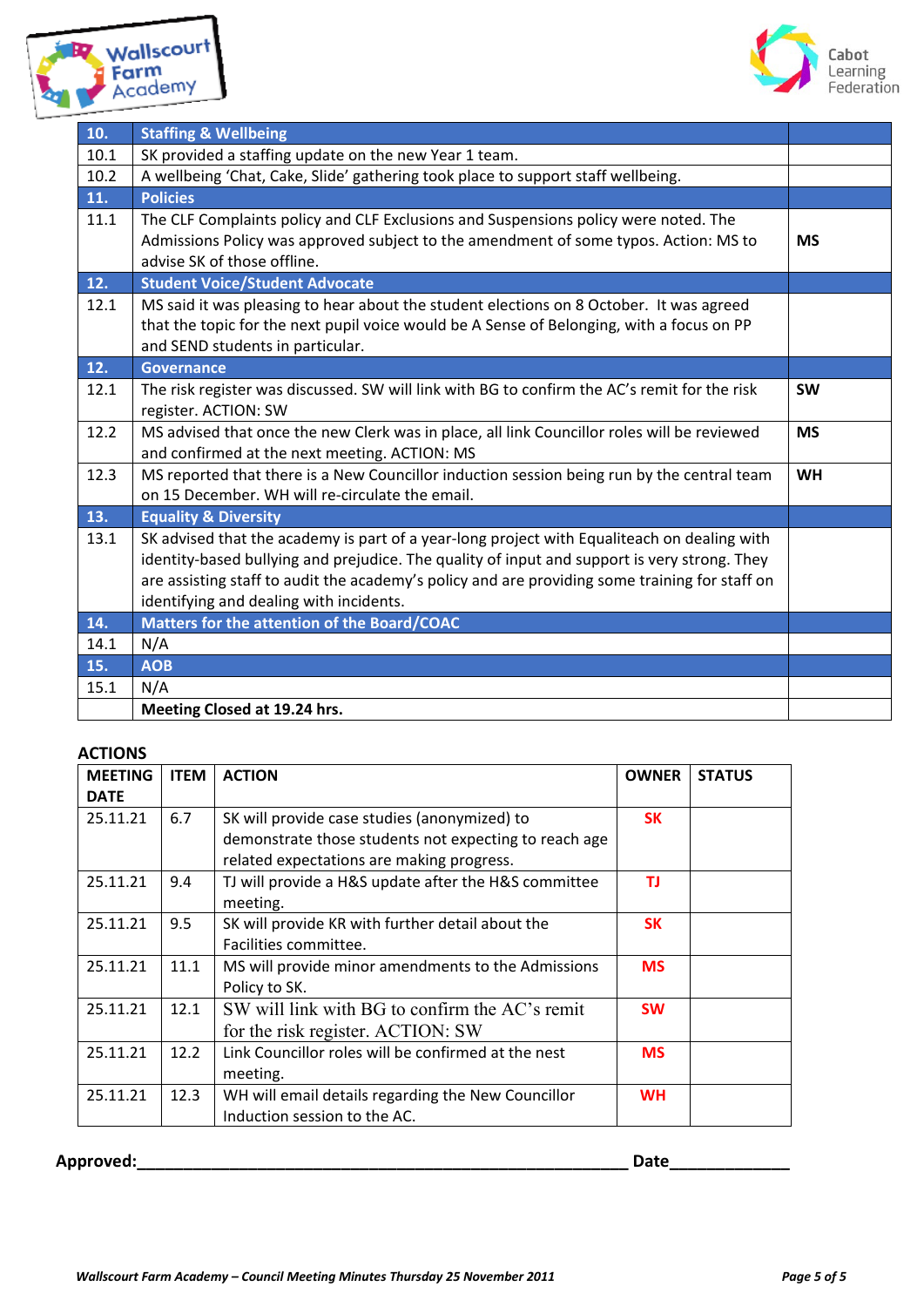| | | |
|---|---|---|
| **10.** | **Staffing & Wellbeing** | |
| 10.1 | SK provided a staffing update on the new Year 1 team. | |
| 10.2 | A wellbeing 'Chat, Cake, Slide' gathering took place to support staff wellbeing. | |
| **11.** | **Policies** | |
| 11.1 | The CLF Complaints policy and CLF Exclusions and Suspensions policy were noted. The Admissions Policy was approved subject to the amendment of some typos. Action: MS to advise SK of those offline. | **MS** |
| **12.** | **Student Voice/Student Advocate** | |
| 12.1 | MS said it was pleasing to hear about the student elections on 8 October. It was agreed that the topic for the next pupil voice would be A Sense of Belonging, with a focus on PP and SEND students in particular. | |
| **12.** | **Governance** | |
| 12.1 | The risk register was discussed. SW will link with BG to confirm the AC's remit for the risk register. ACTION: SW | **SW** |
| 12.2 | MS advised that once the new Clerk was in place, all link Councillor roles will be reviewed and confirmed at the next meeting. ACTION: MS | **MS** |
| 12.3 | MS reported that there is a New Councillor induction session being run by the central team on 15 December. WH will re-circulate the email. | **WH** |
| **13.** | **Equality & Diversity** | |
| 13.1 | SK advised that the academy is part of a year-long project with Equaliteach on dealing with identity-based bullying and prejudice. The quality of input and support is very strong. They are assisting staff to audit the academy's policy and are providing some training for staff on identifying and dealing with incidents. | |
| **14.** | **Matters for the attention of the Board/COAC** | |
| 14.1 | N/A | |
| **15.** | **AOB** | |
| 15.1 | N/A | |
| | **Meeting Closed at 19.24 hrs.** | |

**ACTIONS**

| MEETING DATE | ITEM | ACTION | OWNER | STATUS |
|---|---|---|---|---|
| 25.11.21 | 6.7 | SK will provide case studies (anonymized) to demonstrate those students not expecting to reach age related expectations are making progress. | **SK** | |
| 25.11.21 | 9.4 | TJ will provide a H&S update after the H&S committee meeting. | **TJ** | |
| 25.11.21 | 9.5 | SK will provide KR with further detail about the Facilities committee. | **SK** | |
| 25.11.21 | 11.1 | MS will provide minor amendments to the Admissions Policy to SK. | **MS** | |
| 25.11.21 | 12.1 | SW will link with BG to confirm the AC's remit for the risk register. ACTION: SW | **SW** | |
| 25.11.21 | 12.2 | Link Councillor roles will be confirmed at the nest meeting. | **MS** | |
| 25.11.21 | 12.3 | WH will email details regarding the New Councillor Induction session to the AC. | **WH** | |

**Approved:**\_\_\_\_\_\_\_\_\_\_\_\_\_\_\_\_\_\_\_\_\_\_\_\_\_\_\_\_\_\_\_\_\_\_\_\_\_\_\_\_ **Date**\_\_\_\_\_\_\_\_\_\_\_\_